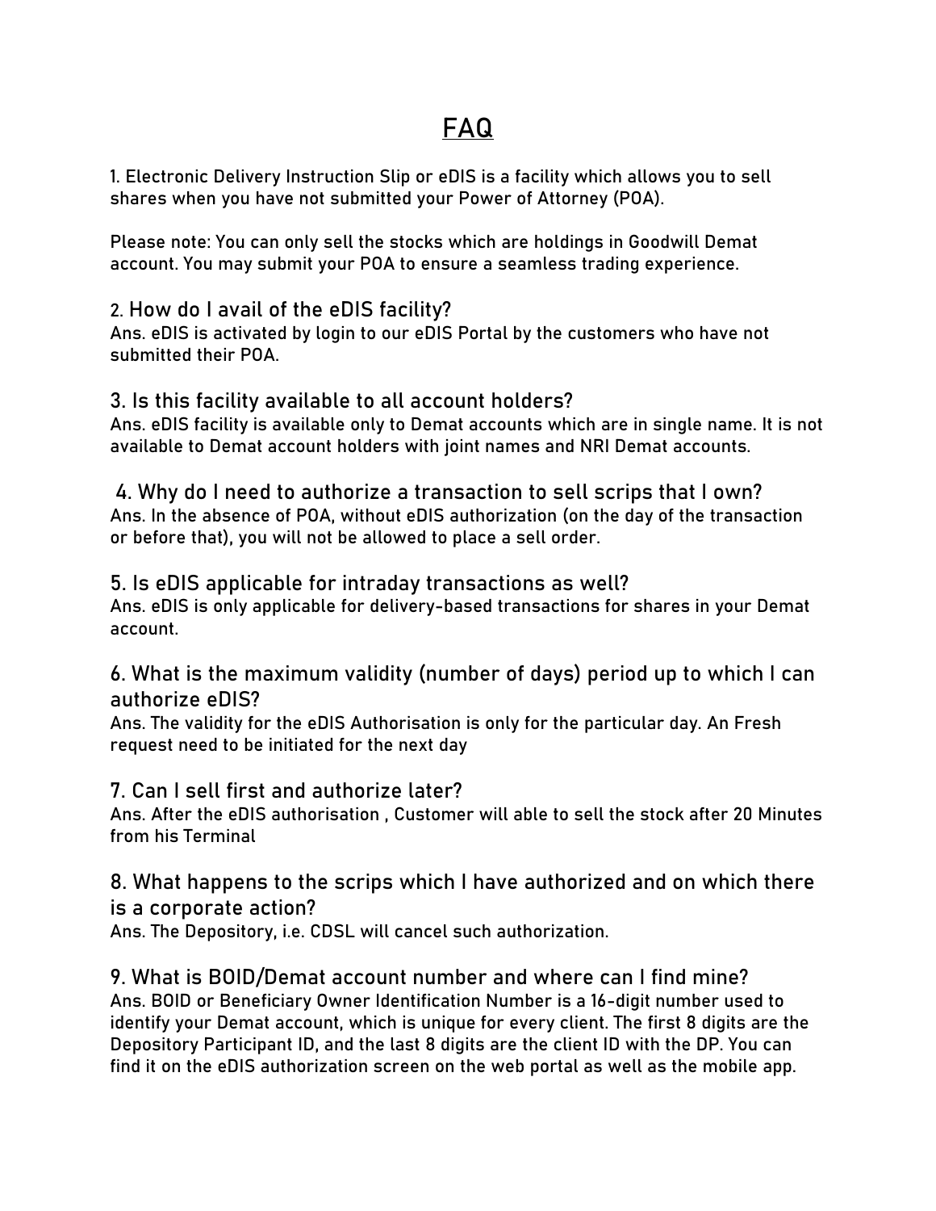# FAQ

1. Electronic Delivery Instruction Slip or eDIS is a facility which allows you to sell shares when you have not submitted your Power of Attorney (POA).

Please note: You can only sell the stocks which are holdings in Goodwill Demat account. You may submit your POA to ensure a seamless trading experience.

### 2. How do I avail of the eDIS facility?

Ans. eDIS is activated by login to our eDIS Portal by the customers who have not submitted their POA.

### 3. Is this facility available to all account holders?

Ans. eDIS facility is available only to Demat accounts which are in single name. It is not available to Demat account holders with joint names and NRI Demat accounts.

### 4. Why do I need to authorize a transaction to sell scrips that I own?

Ans. In the absence of POA, without eDIS authorization (on the day of the transaction or before that), you will not be allowed to place a sell order.

### 5. Is eDIS applicable for intraday transactions as well?

Ans. eDIS is only applicable for delivery-based transactions for shares in your Demat account.

### 6. What is the maximum validity (number of days) period up to which I can authorize eDIS?

Ans. The validity for the eDIS Authorisation is only for the particular day. An Fresh request need to be initiated for the next day

### 7. Can I sell first and authorize later?

Ans. After the eDIS authorisation , Customer will able to sell the stock after 20 Minutes from his Terminal

### 8. What happens to the scrips which I have authorized and on which there is a corporate action?

Ans. The Depository, i.e. CDSL will cancel such authorization.

### 9. What is BOID/Demat account number and where can I find mine?

Ans. BOID or Beneficiary Owner Identification Number is a 16-digit number used to identify your Demat account, which is unique for every client. The first 8 digits are the Depository Participant ID, and the last 8 digits are the client ID with the DP. You can find it on the eDIS authorization screen on the web portal as well as the mobile app.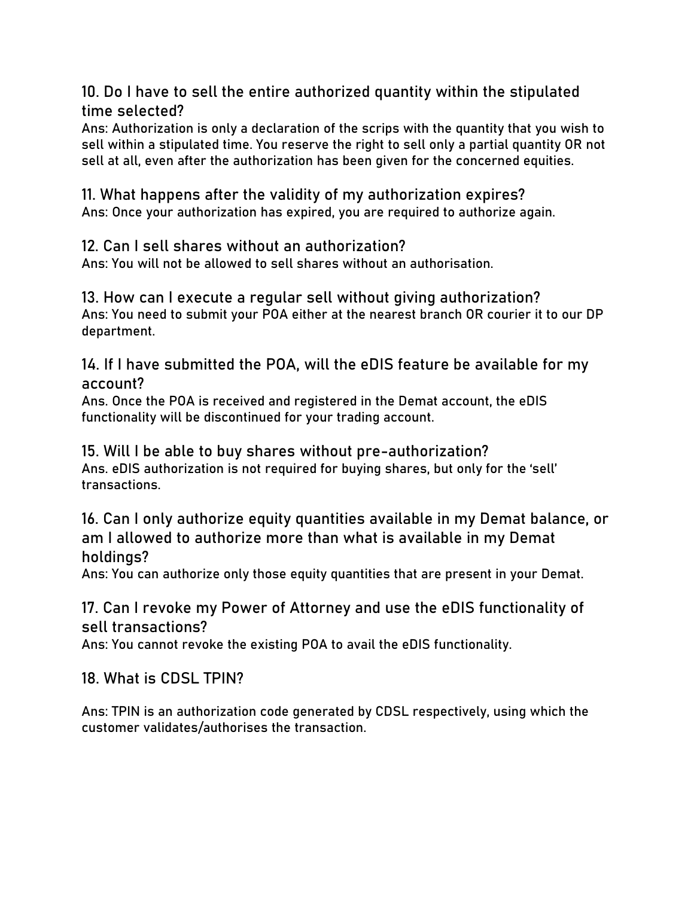### 10. Do I have to sell the entire authorized quantity within the stipulated time selected?

Ans: Authorization is only a declaration of the scrips with the quantity that you wish to sell within a stipulated time. You reserve the right to sell only a partial quantity OR not sell at all, even after the authorization has been given for the concerned equities.

### 11. What happens after the validity of my authorization expires?

Ans: Once your authorization has expired, you are required to authorize again.

### 12. Can I sell shares without an authorization?

Ans: You will not be allowed to sell shares without an authorisation.

### 13. How can I execute a regular sell without giving authorization?

Ans: You need to submit your POA either at the nearest branch OR courier it to our DP department.

### 14. If I have submitted the POA, will the eDIS feature be available for my account?

Ans. Once the POA is received and registered in the Demat account, the eDIS functionality will be discontinued for your trading account.

### 15. Will I be able to buy shares without pre-authorization?

Ans. eDIS authorization is not required for buying shares, but only for the 'sell' transactions.

### 16. Can I only authorize equity quantities available in my Demat balance, or am I allowed to authorize more than what is available in my Demat holdings?

Ans: You can authorize only those equity quantities that are present in your Demat.

### 17. Can I revoke my Power of Attorney and use the eDIS functionality of sell transactions?

Ans: You cannot revoke the existing POA to avail the eDIS functionality.

### 18. What is CDSL TPIN?

Ans: TPIN is an authorization code generated by CDSL respectively, using which the customer validates/authorises the transaction.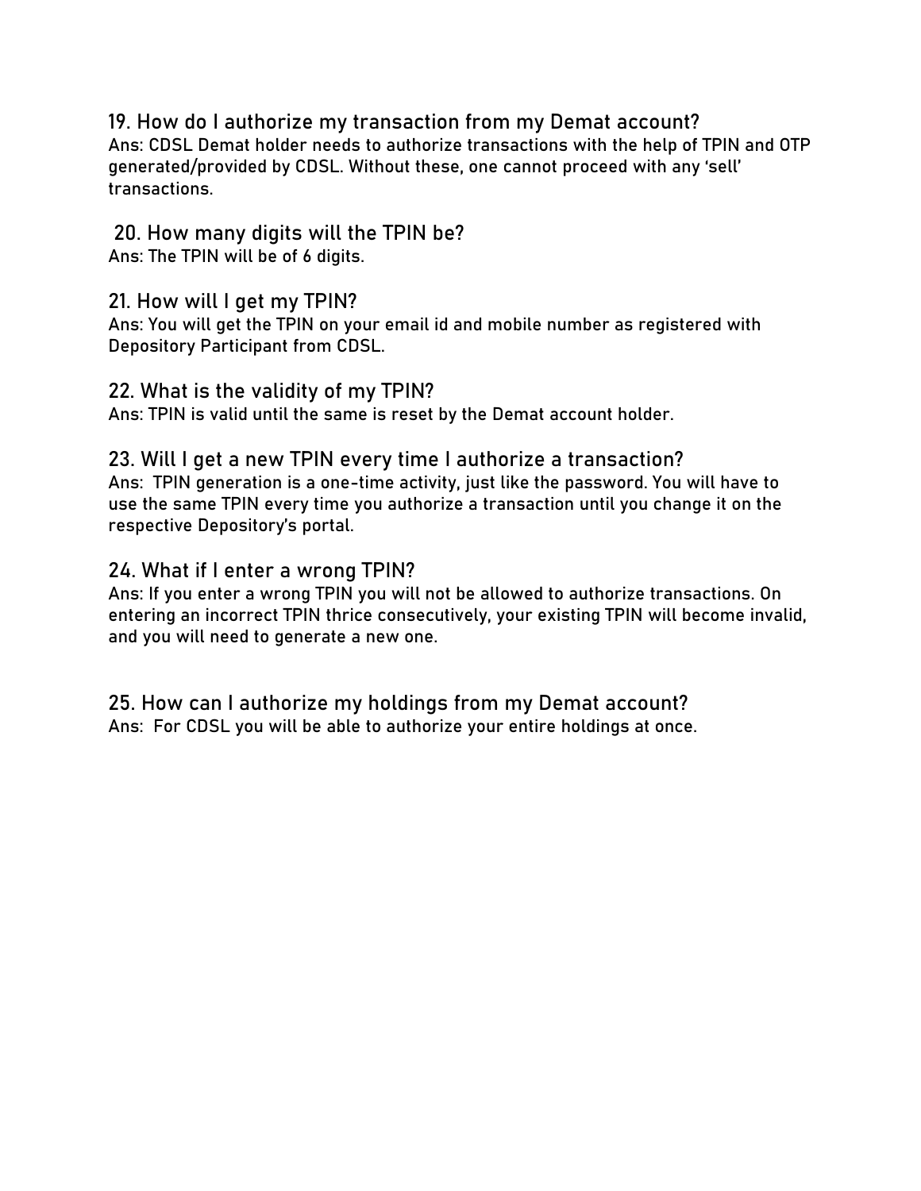### 19. How do I authorize my transaction from my Demat account?

Ans: CDSL Demat holder needs to authorize transactions with the help of TPIN and OTP generated/provided by CDSL. Without these, one cannot proceed with any 'sell' transactions.

### 20. How many digits will the TPIN be?

Ans: The TPIN will be of 6 digits.

### 21. How will I get my TPIN?

Ans: You will get the TPIN on your email id and mobile number as registered with Depository Participant from CDSL.

### 22. What is the validity of my TPIN?

Ans: TPIN is valid until the same is reset by the Demat account holder.

### 23. Will I get a new TPIN every time I authorize a transaction?

Ans: TPIN generation is a one-time activity, just like the password. You will have to use the same TPIN every time you authorize a transaction until you change it on the respective Depository's portal.

### 24. What if I enter a wrong TPIN?

Ans: If you enter a wrong TPIN you will not be allowed to authorize transactions. On entering an incorrect TPIN thrice consecutively, your existing TPIN will become invalid, and you will need to generate a new one.

### 25. How can I authorize my holdings from my Demat account?

Ans: For CDSL you will be able to authorize your entire holdings at once.